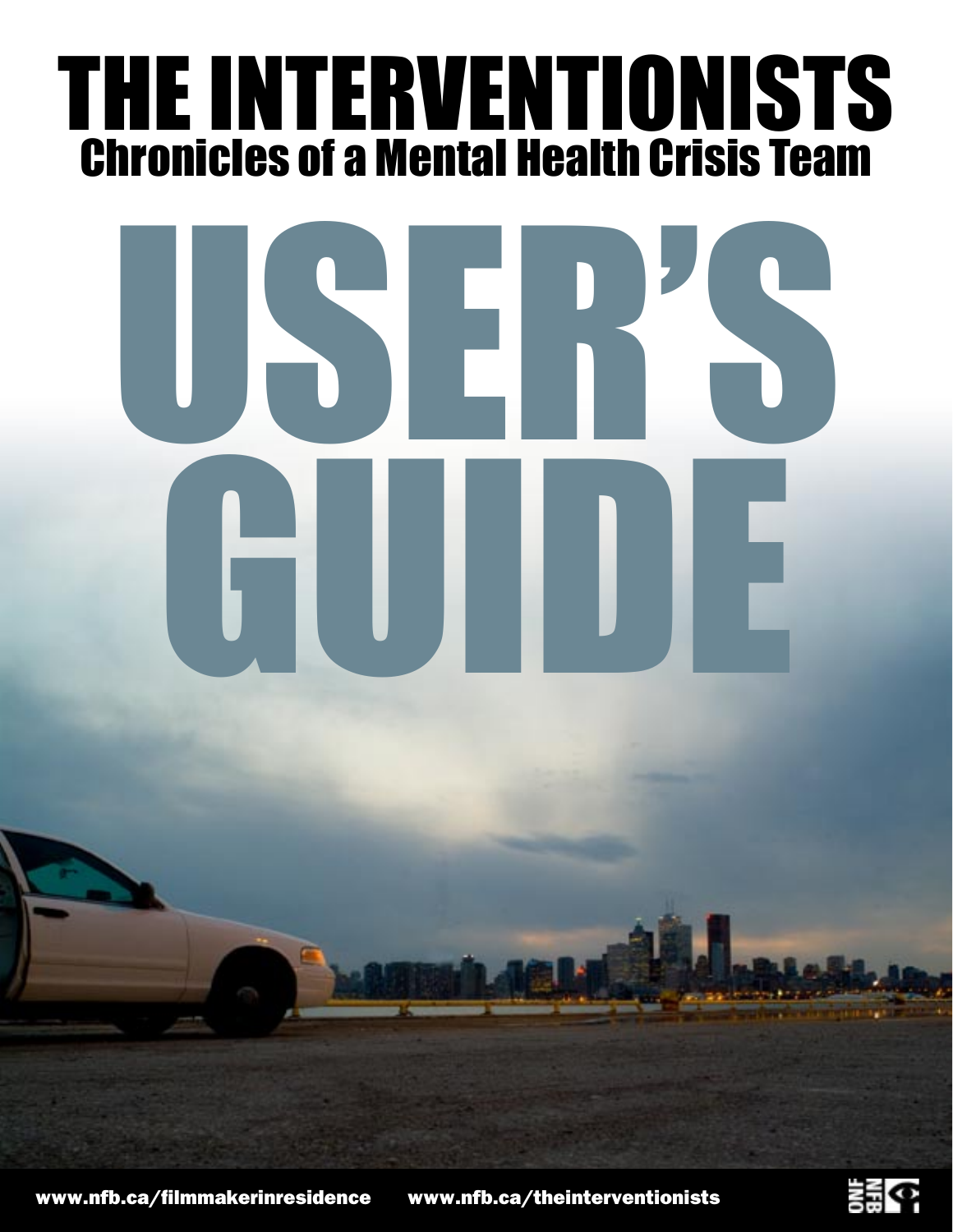# THE INTERVENTIONISTS

## Chronicles of a Mental Health Crisis Team

# USER'S GUIDE

www.nfb.ca/filmmakerinresidence www.nfb.ca/theinterventionists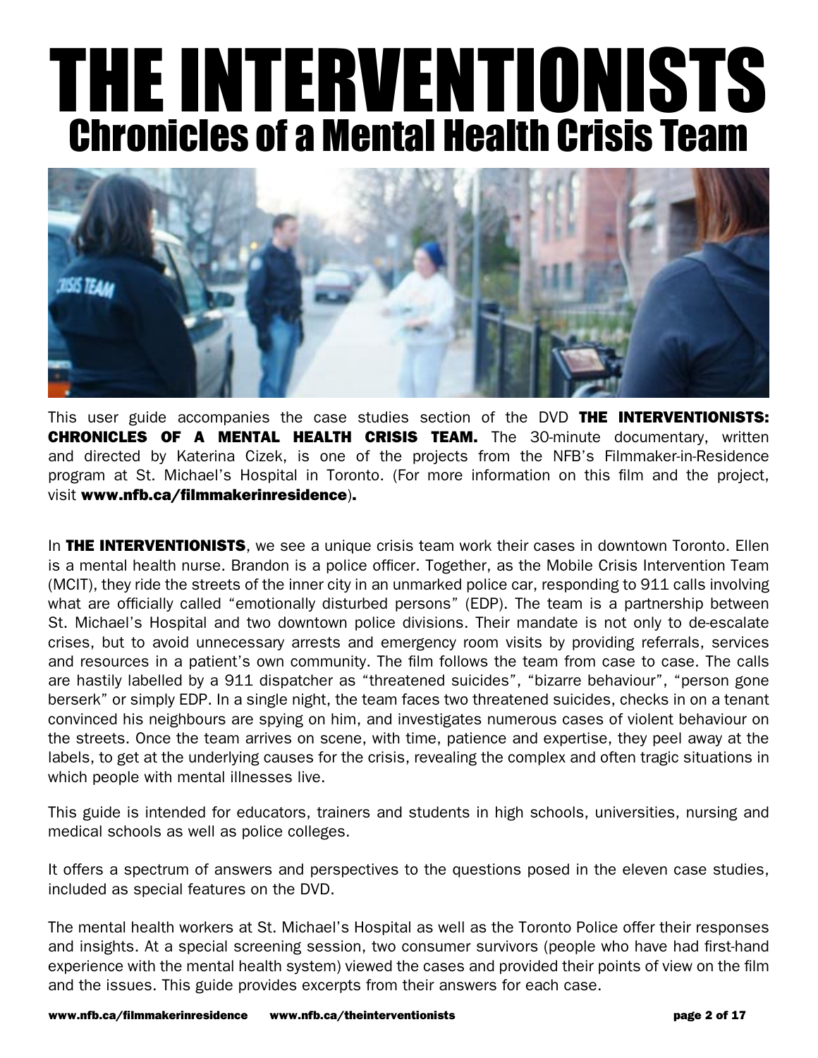# THE INTERVENTIONISTS
## Chronicles of a Mental Health Crisis Team

This user guide accompanies the case studies section of the DVD **THE INTERVENTIONISTS: CHRONICLES OF A MENTAL HEALTH CRISIS TEAM.** The 30-minute documentary, written and directed by Katerina Cizek, is one of the projects from the NFB's Filmmaker-in-Residence program at St. Michael's Hospital in Toronto. (For more information on this film and the project, visit **www.nfb.ca/filmmakerinresidence**).

In **THE INTERVENTIONISTS**, we see a unique crisis team work their cases in downtown Toronto. Ellen is a mental health nurse. Brandon is a police officer. Together, as the Mobile Crisis Intervention Team (MCIT), they ride the streets of the inner city in an unmarked police car, responding to 911 calls involving what are officially called "emotionally disturbed persons" (EDP). The team is a partnership between St. Michael's Hospital and two downtown police divisions. Their mandate is not only to de-escalate crises, but to avoid unnecessary arrests and emergency room visits by providing referrals, services and resources in a patient's own community. The film follows the team from case to case. The calls are hastily labelled by a 911 dispatcher as "threatened suicides", "bizarre behaviour", "person gone berserk" or simply EDP. In a single night, the team faces two threatened suicides, checks in on a tenant convinced his neighbours are spying on him, and investigates numerous cases of violent behaviour on the streets. Once the team arrives on scene, with time, patience and expertise, they peel away at the labels, to get at the underlying causes for the crisis, revealing the complex and often tragic situations in which people with mental illnesses live.

This guide is intended for educators, trainers and students in high schools, universities, nursing and medical schools as well as police colleges.

It offers a spectrum of answers and perspectives to the questions posed in the eleven case studies, included as special features on the DVD.

The mental health workers at St. Michael's Hospital as well as the Toronto Police offer their responses and insights. At a special screening session, two consumer survivors (people who have had first-hand experience with the mental health system) viewed the cases and provided their points of view on the film and the issues. This guide provides excerpts from their answers for each case.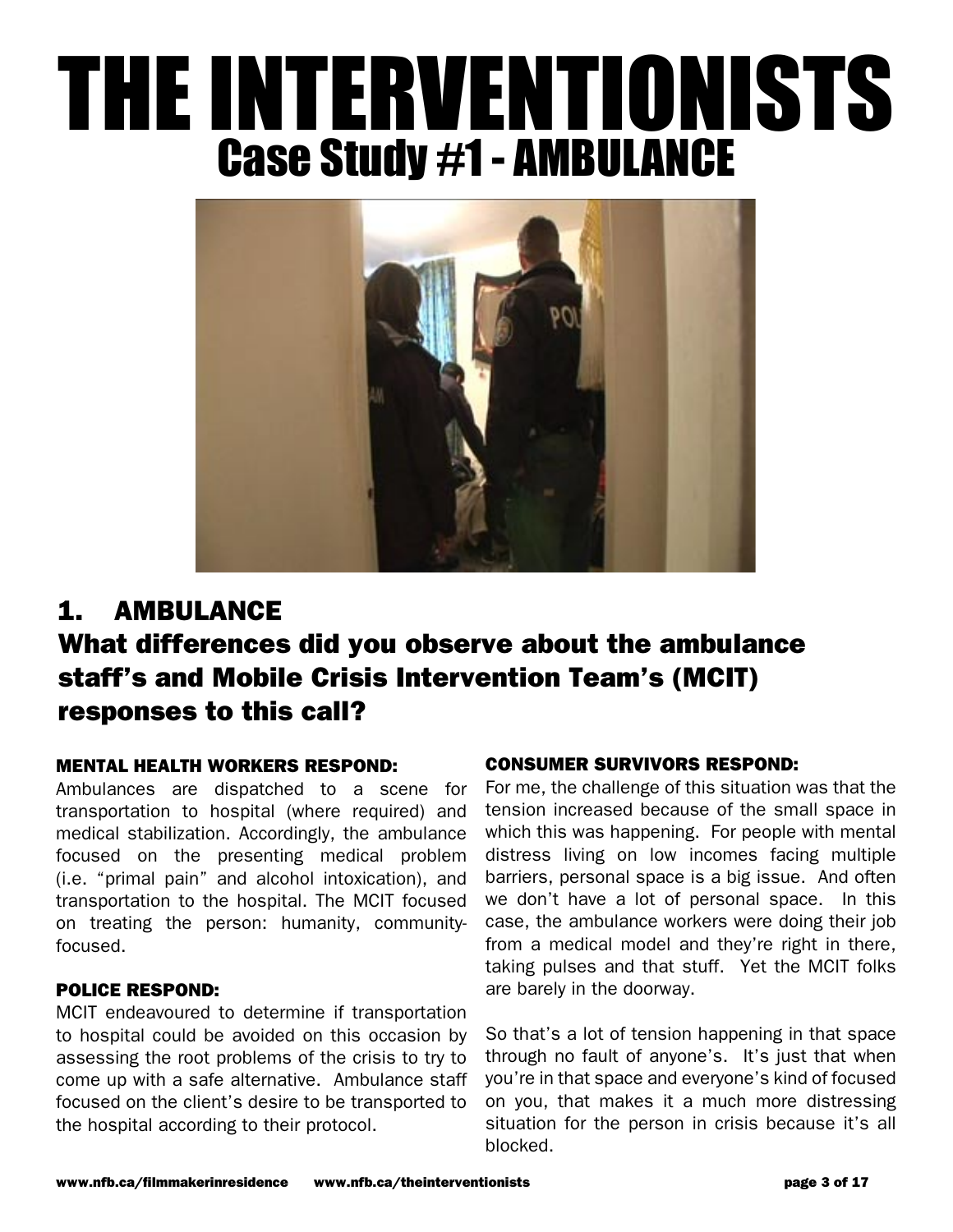# THE INTERVENTIONISTS

## Case Study #1 - AMBULANCE

## 1. AMBULANCE

## What differences did you observe about the ambulance staff's and Mobile Crisis Intervention Team's (MCIT) responses to this call?

### MENTAL HEALTH WORKERS RESPOND:

Ambulances are dispatched to a scene for transportation to hospital (where required) and medical stabilization. Accordingly, the ambulance focused on the presenting medical problem (i.e. "primal pain" and alcohol intoxication), and transportation to the hospital. The MCIT focused on treating the person: humanity, community-focused.

### POLICE RESPOND:

MCIT endeavoured to determine if transportation to hospital could be avoided on this occasion by assessing the root problems of the crisis to try to come up with a safe alternative. Ambulance staff focused on the client's desire to be transported to the hospital according to their protocol.

### CONSUMER SURVIVORS RESPOND:

For me, the challenge of this situation was that the tension increased because of the small space in which this was happening. For people with mental distress living on low incomes facing multiple barriers, personal space is a big issue. And often we don't have a lot of personal space. In this case, the ambulance workers were doing their job from a medical model and they're right in there, taking pulses and that stuff. Yet the MCIT folks are barely in the doorway.

So that's a lot of tension happening in that space through no fault of anyone's. It's just that when you're in that space and everyone's kind of focused on you, that makes it a much more distressing situation for the person in crisis because it's all blocked.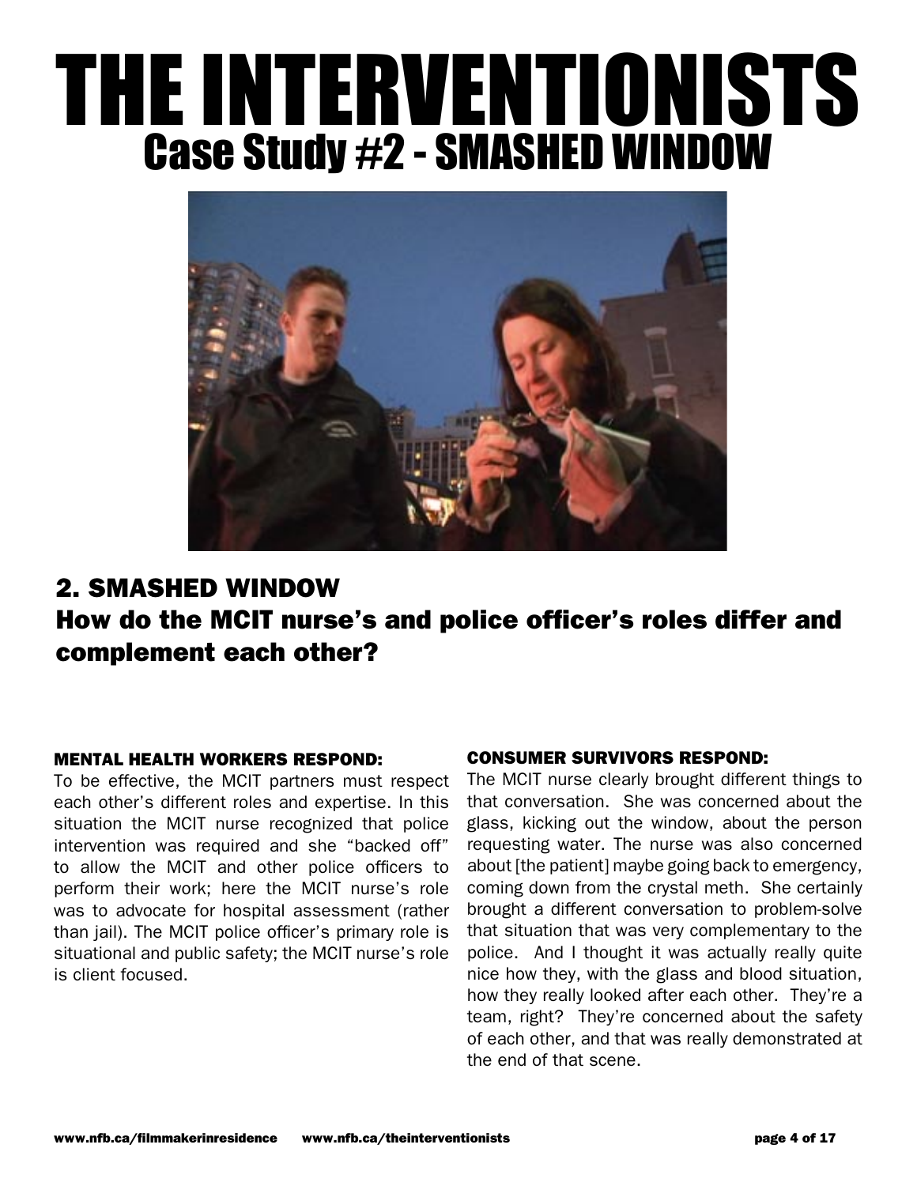# THE INTERVENTIONISTS

## Case Study #2 - SMASHED WINDOW

## 2. SMASHED WINDOW

## How do the MCIT nurse's and police officer's roles differ and complement each other?

#### MENTAL HEALTH WORKERS RESPOND:

To be effective, the MCIT partners must respect each other's different roles and expertise. In this situation the MCIT nurse recognized that police intervention was required and she "backed off" to allow the MCIT and other police officers to perform their work; here the MCIT nurse's role was to advocate for hospital assessment (rather than jail). The MCIT police officer's primary role is situational and public safety; the MCIT nurse's role is client focused.

#### CONSUMER SURVIVORS RESPOND:

The MCIT nurse clearly brought different things to that conversation. She was concerned about the glass, kicking out the window, about the person requesting water. The nurse was also concerned about [the patient] maybe going back to emergency, coming down from the crystal meth. She certainly brought a different conversation to problem-solve that situation that was very complementary to the police. And I thought it was actually really quite nice how they, with the glass and blood situation, how they really looked after each other. They're a team, right? They're concerned about the safety of each other, and that was really demonstrated at the end of that scene.

www.nfb.ca/filmmakerinresidence www.nfb.ca/theinterventionists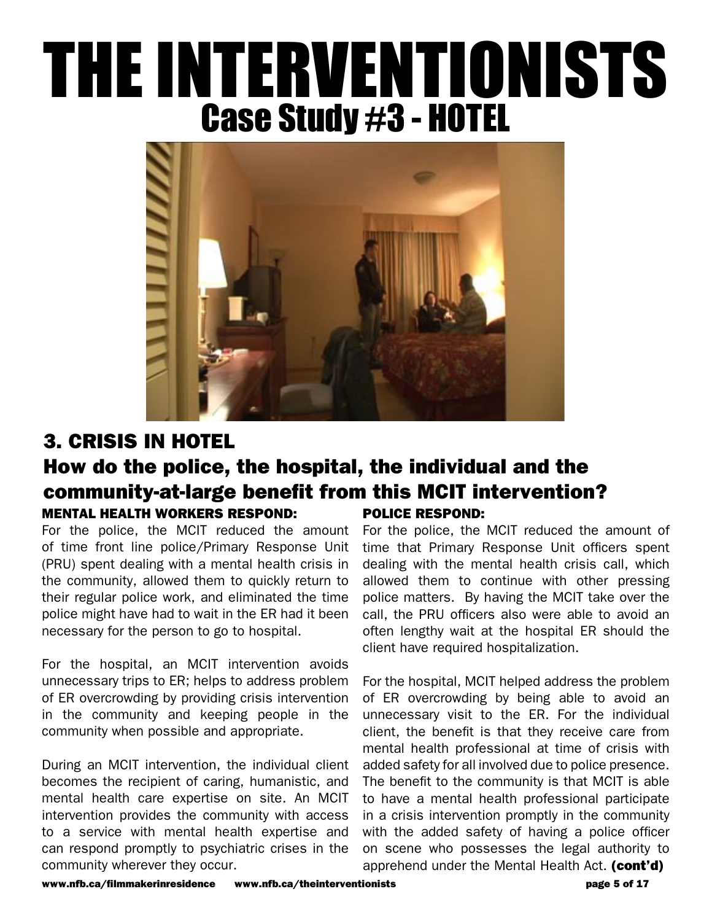# THE INTERVENTIONISTS

## Case Study #3 - HOTEL

### 3. CRISIS IN HOTEL

### How do the police, the hospital, the individual and the community-at-large benefit from this MCIT intervention?

**MENTAL HEALTH WORKERS RESPOND:**

For the police, the MCIT reduced the amount of time front line police/Primary Response Unit (PRU) spent dealing with a mental health crisis in the community, allowed them to quickly return to their regular police work, and eliminated the time police might have had to wait in the ER had it been necessary for the person to go to hospital.

For the hospital, an MCIT intervention avoids unnecessary trips to ER; helps to address problem of ER overcrowding by providing crisis intervention in the community and keeping people in the community when possible and appropriate.

During an MCIT intervention, the individual client becomes the recipient of caring, humanistic, and mental health care expertise on site. An MCIT intervention provides the community with access to a service with mental health expertise and can respond promptly to psychiatric crises in the community wherever they occur.

**POLICE RESPOND:**

For the police, the MCIT reduced the amount of time that Primary Response Unit officers spent dealing with the mental health crisis call, which allowed them to continue with other pressing police matters. By having the MCIT take over the call, the PRU officers also were able to avoid an often lengthy wait at the hospital ER should the client have required hospitalization.

For the hospital, MCIT helped address the problem of ER overcrowding by being able to avoid an unnecessary visit to the ER. For the individual client, the benefit is that they receive care from mental health professional at time of crisis with added safety for all involved due to police presence. The benefit to the community is that MCIT is able to have a mental health professional participate in a crisis intervention promptly in the community with the added safety of having a police officer on scene who possesses the legal authority to apprehend under the Mental Health Act. **(cont'd)**

www.nfb.ca/filmmakerinresidence www.nfb.ca/theinterventionists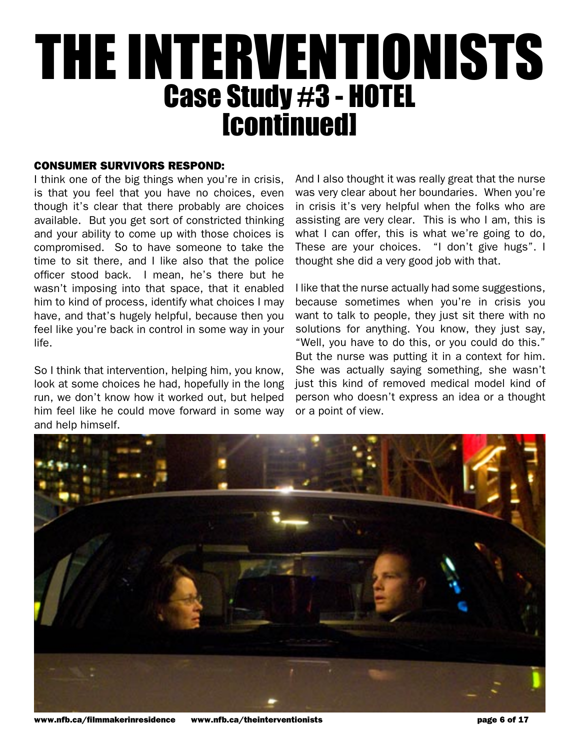# THE INTERVENTIONISTS

## Case Study #3 - HOTEL [continued]

### CONSUMER SURVIVORS RESPOND:

I think one of the big things when you're in crisis, is that you feel that you have no choices, even though it's clear that there probably are choices available. But you get sort of constricted thinking and your ability to come up with those choices is compromised. So to have someone to take the time to sit there, and I like also that the police officer stood back. I mean, he's there but he wasn't imposing into that space, that it enabled him to kind of process, identify what choices I may have, and that's hugely helpful, because then you feel like you're back in control in some way in your life.

So I think that intervention, helping him, you know, look at some choices he had, hopefully in the long run, we don't know how it worked out, but helped him feel like he could move forward in some way and help himself.

And I also thought it was really great that the nurse was very clear about her boundaries. When you're in crisis it's very helpful when the folks who are assisting are very clear. This is who I am, this is what I can offer, this is what we're going to do, These are your choices. "I don't give hugs". I thought she did a very good job with that.

I like that the nurse actually had some suggestions, because sometimes when you're in crisis you want to talk to people, they just sit there with no solutions for anything. You know, they just say, "Well, you have to do this, or you could do this." But the nurse was putting it in a context for him. She was actually saying something, she wasn't just this kind of removed medical model kind of person who doesn't express an idea or a thought or a point of view.

www.nfb.ca/filmmakerinresidence www.nfb.ca/theinterventionists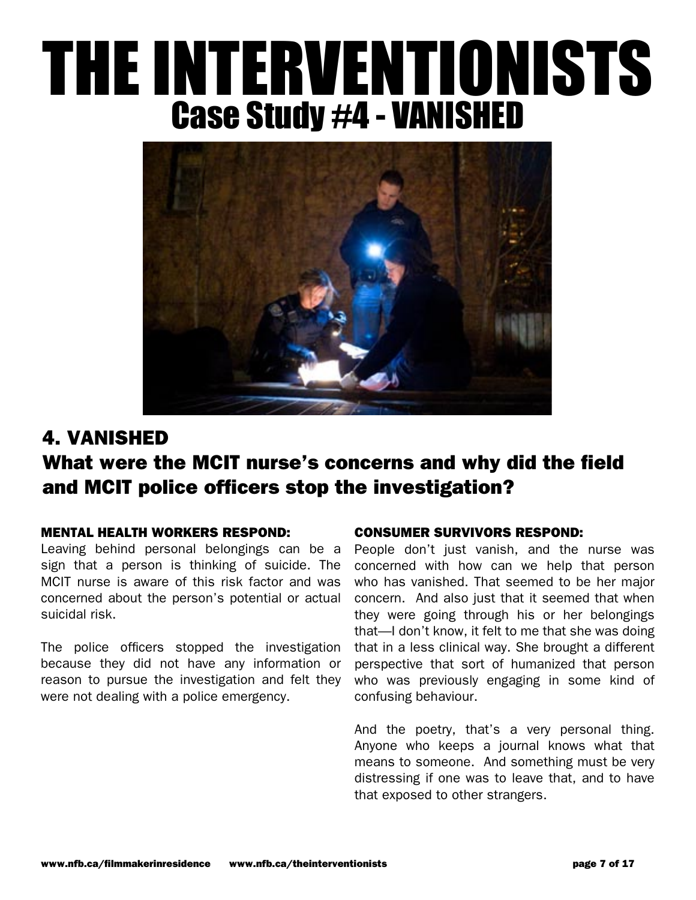# THE INTERVENTIONISTS

## Case Study #4 - VANISHED

## 4. VANISHED

## What were the MCIT nurse's concerns and why did the field and MCIT police officers stop the investigation?

### MENTAL HEALTH WORKERS RESPOND:

Leaving behind personal belongings can be a sign that a person is thinking of suicide. The MCIT nurse is aware of this risk factor and was concerned about the person's potential or actual suicidal risk.

The police officers stopped the investigation because they did not have any information or reason to pursue the investigation and felt they were not dealing with a police emergency.

### CONSUMER SURVIVORS RESPOND:

People don't just vanish, and the nurse was concerned with how can we help that person who has vanished. That seemed to be her major concern. And also just that it seemed that when they were going through his or her belongings that—I don't know, it felt to me that she was doing that in a less clinical way. She brought a different perspective that sort of humanized that person who was previously engaging in some kind of confusing behaviour.

And the poetry, that's a very personal thing. Anyone who keeps a journal knows what that means to someone. And something must be very distressing if one was to leave that, and to have that exposed to other strangers.

www.nfb.ca/filmmakerinresidence www.nfb.ca/theinterventionists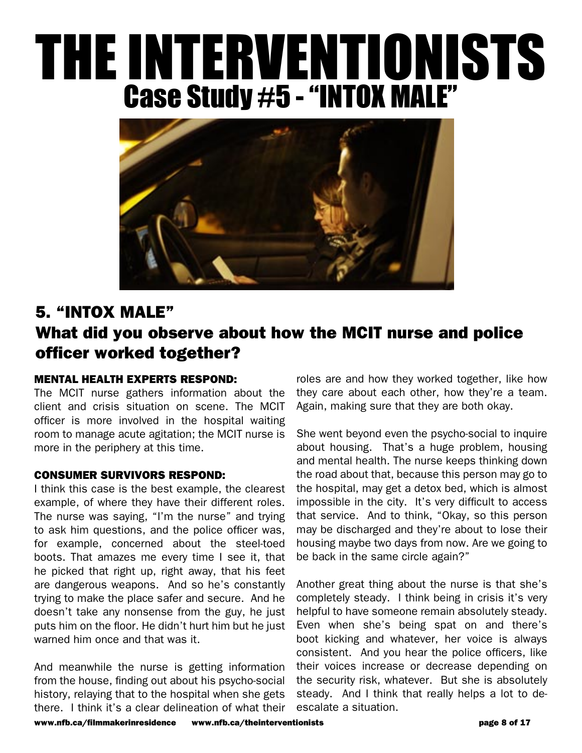# THE INTERVENTIONISTS

## Case Study #5 - "INTOX MALE"

## 5. "INTOX MALE"

## What did you observe about how the MCIT nurse and police officer worked together?

### MENTAL HEALTH EXPERTS RESPOND:

The MCIT nurse gathers information about the client and crisis situation on scene. The MCIT officer is more involved in the hospital waiting room to manage acute agitation; the MCIT nurse is more in the periphery at this time.

### CONSUMER SURVIVORS RESPOND:

I think this case is the best example, the clearest example, of where they have their different roles. The nurse was saying, "I'm the nurse" and trying to ask him questions, and the police officer was, for example, concerned about the steel-toed boots. That amazes me every time I see it, that he picked that right up, right away, that his feet are dangerous weapons. And so he's constantly trying to make the place safer and secure. And he doesn't take any nonsense from the guy, he just puts him on the floor. He didn't hurt him but he just warned him once and that was it.

And meanwhile the nurse is getting information from the house, finding out about his psycho-social history, relaying that to the hospital when she gets there. I think it's a clear delineation of what their roles are and how they worked together, like how they care about each other, how they're a team. Again, making sure that they are both okay.

She went beyond even the psycho-social to inquire about housing. That's a huge problem, housing and mental health. The nurse keeps thinking down the road about that, because this person may go to the hospital, may get a detox bed, which is almost impossible in the city. It's very difficult to access that service. And to think, "Okay, so this person may be discharged and they're about to lose their housing maybe two days from now. Are we going to be back in the same circle again?"

Another great thing about the nurse is that she's completely steady. I think being in crisis it's very helpful to have someone remain absolutely steady. Even when she's being spat on and there's boot kicking and whatever, her voice is always consistent. And you hear the police officers, like their voices increase or decrease depending on the security risk, whatever. But she is absolutely steady. And I think that really helps a lot to de-escalate a situation.

www.nfb.ca/filmmakerinresidence www.nfb.ca/theinterventionists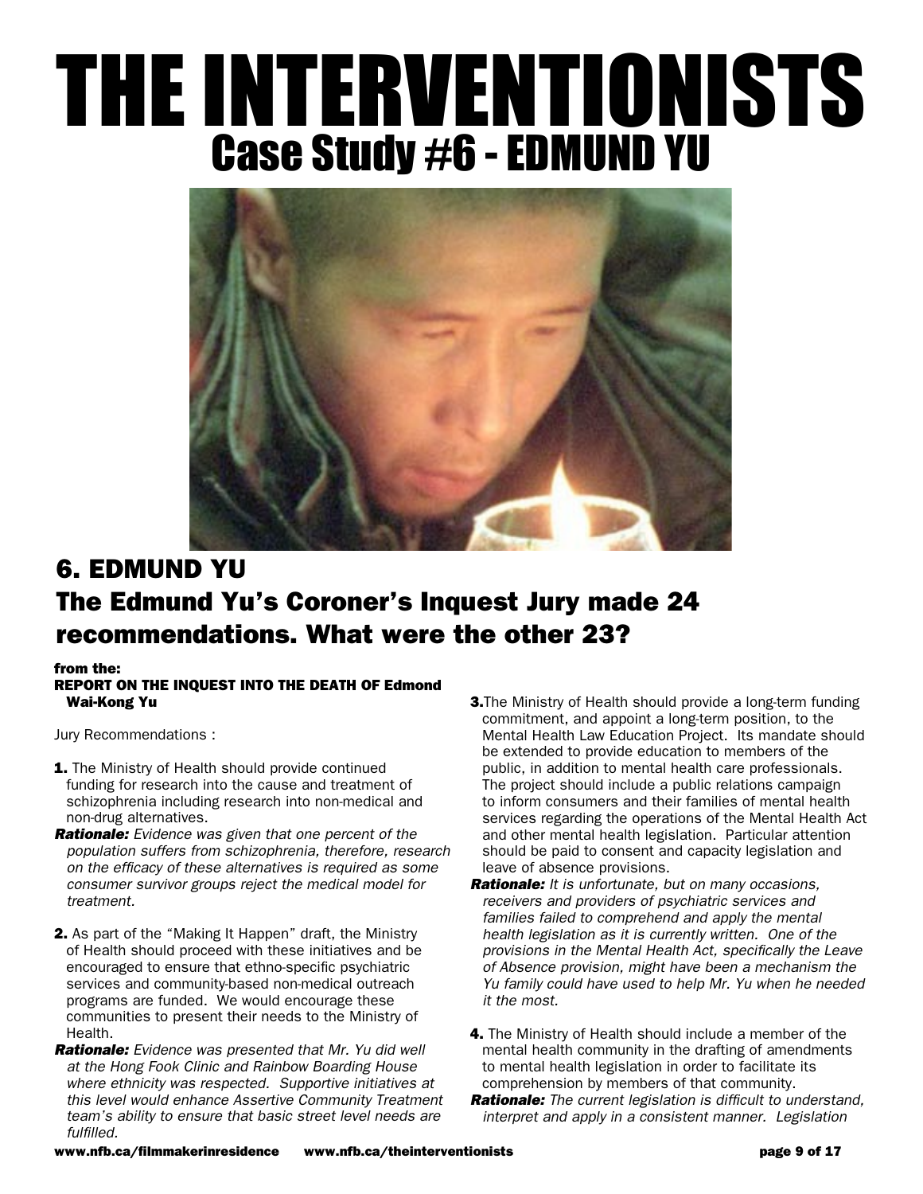# THE INTERVENTIONISTS

## Case Study #6 - EDMUND YU

## 6. EDMUND YU

## The Edmund Yu's Coroner's Inquest Jury made 24 recommendations. What were the other 23?

**from the:**
**REPORT ON THE INQUEST INTO THE DEATH OF Edmond Wai-Kong Yu**

Jury Recommendations :

**1.** The Ministry of Health should provide continued funding for research into the cause and treatment of schizophrenia including research into non-medical and non-drug alternatives.

***Rationale:*** *Evidence was given that one percent of the population suffers from schizophrenia, therefore, research on the efficacy of these alternatives is required as some consumer survivor groups reject the medical model for treatment.*

**2.** As part of the "Making It Happen" draft, the Ministry of Health should proceed with these initiatives and be encouraged to ensure that ethno-specific psychiatric services and community-based non-medical outreach programs are funded. We would encourage these communities to present their needs to the Ministry of Health.

***Rationale:*** *Evidence was presented that Mr. Yu did well at the Hong Fook Clinic and Rainbow Boarding House where ethnicity was respected. Supportive initiatives at this level would enhance Assertive Community Treatment team's ability to ensure that basic street level needs are fulfilled.*

**3.** The Ministry of Health should provide a long-term funding commitment, and appoint a long-term position, to the Mental Health Law Education Project. Its mandate should be extended to provide education to members of the public, in addition to mental health care professionals. The project should include a public relations campaign to inform consumers and their families of mental health services regarding the operations of the Mental Health Act and other mental health legislation. Particular attention should be paid to consent and capacity legislation and leave of absence provisions.

***Rationale:*** *It is unfortunate, but on many occasions, receivers and providers of psychiatric services and families failed to comprehend and apply the mental health legislation as it is currently written. One of the provisions in the Mental Health Act, specifically the Leave of Absence provision, might have been a mechanism the Yu family could have used to help Mr. Yu when he needed it the most.*

**4.** The Ministry of Health should include a member of the mental health community in the drafting of amendments to mental health legislation in order to facilitate its comprehension by members of that community.

***Rationale:*** *The current legislation is difficult to understand, interpret and apply in a consistent manner. Legislation*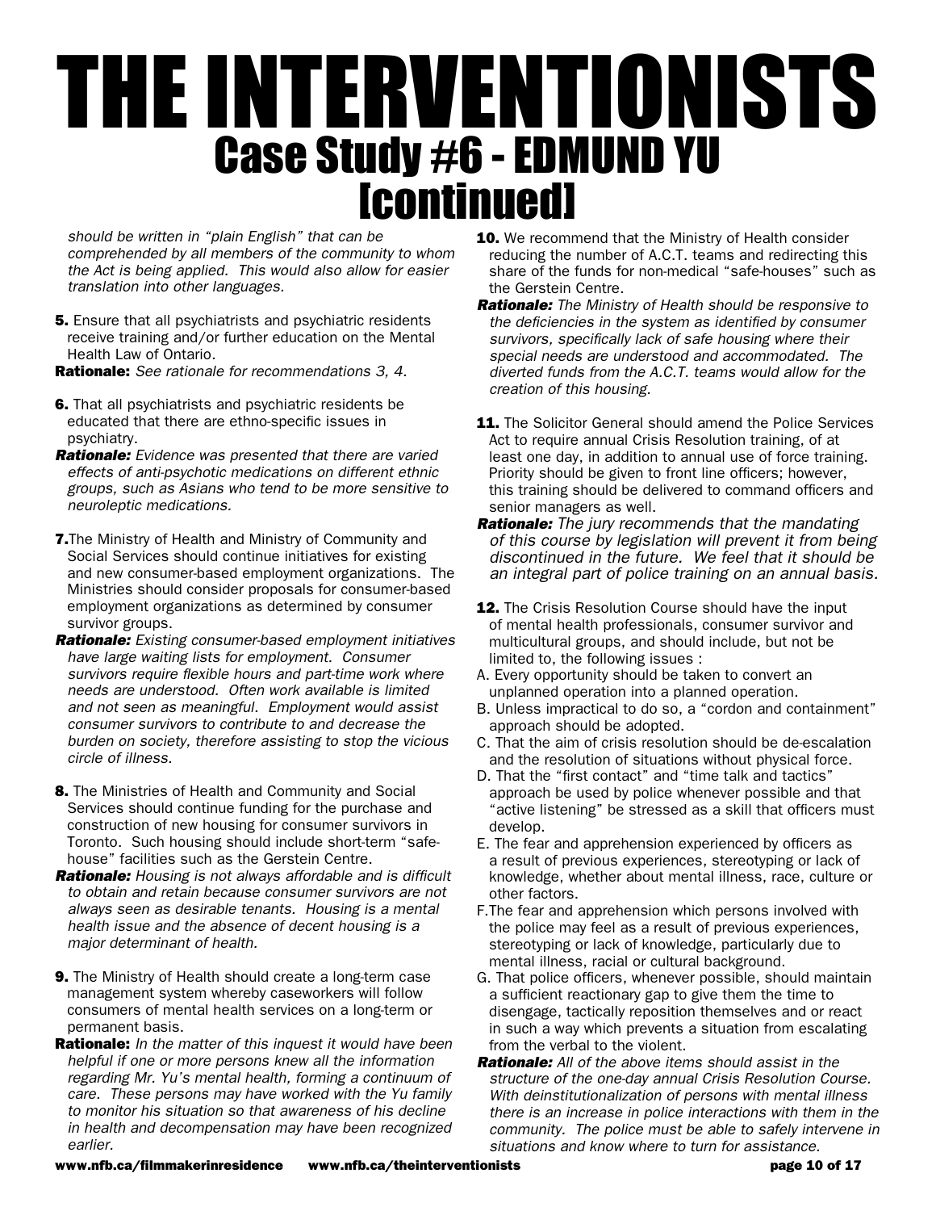# THE INTERVENTIONISTS

## Case Study #6 - EDMUND YU [continued]

*should be written in "plain English" that can be comprehended by all members of the community to whom the Act is being applied. This would also allow for easier translation into other languages.*

**5.** Ensure that all psychiatrists and psychiatric residents receive training and/or further education on the Mental Health Law of Ontario.

**Rationale:** *See rationale for recommendations 3, 4.*

**6.** That all psychiatrists and psychiatric residents be educated that there are ethno-specific issues in psychiatry.

***Rationale:*** *Evidence was presented that there are varied effects of anti-psychotic medications on different ethnic groups, such as Asians who tend to be more sensitive to neuroleptic medications.*

**7.** The Ministry of Health and Ministry of Community and Social Services should continue initiatives for existing and new consumer-based employment organizations. The Ministries should consider proposals for consumer-based employment organizations as determined by consumer survivor groups.

***Rationale:*** *Existing consumer-based employment initiatives have large waiting lists for employment. Consumer survivors require flexible hours and part-time work where needs are understood. Often work available is limited and not seen as meaningful. Employment would assist consumer survivors to contribute to and decrease the burden on society, therefore assisting to stop the vicious circle of illness.*

**8.** The Ministries of Health and Community and Social Services should continue funding for the purchase and construction of new housing for consumer survivors in Toronto. Such housing should include short-term "safe-house" facilities such as the Gerstein Centre.

***Rationale:*** *Housing is not always affordable and is difficult to obtain and retain because consumer survivors are not always seen as desirable tenants. Housing is a mental health issue and the absence of decent housing is a major determinant of health.*

**9.** The Ministry of Health should create a long-term case management system whereby caseworkers will follow consumers of mental health services on a long-term or permanent basis.

**Rationale:** *In the matter of this inquest it would have been helpful if one or more persons knew all the information regarding Mr. Yu's mental health, forming a continuum of care. These persons may have worked with the Yu family to monitor his situation so that awareness of his decline in health and decompensation may have been recognized earlier.*

**10.** We recommend that the Ministry of Health consider reducing the number of A.C.T. teams and redirecting this share of the funds for non-medical "safe-houses" such as the Gerstein Centre.

***Rationale:*** *The Ministry of Health should be responsive to the deficiencies in the system as identified by consumer survivors, specifically lack of safe housing where their special needs are understood and accommodated. The diverted funds from the A.C.T. teams would allow for the creation of this housing.*

**11.** The Solicitor General should amend the Police Services Act to require annual Crisis Resolution training, of at least one day, in addition to annual use of force training. Priority should be given to front line officers; however, this training should be delivered to command officers and senior managers as well.

***Rationale:*** *The jury recommends that the mandating of this course by legislation will prevent it from being discontinued in the future. We feel that it should be an integral part of police training on an annual basis.*

**12.** The Crisis Resolution Course should have the input of mental health professionals, consumer survivor and multicultural groups, and should include, but not be limited to, the following issues :

A. Every opportunity should be taken to convert an unplanned operation into a planned operation.

B. Unless impractical to do so, a "cordon and containment" approach should be adopted.

C. That the aim of crisis resolution should be de-escalation and the resolution of situations without physical force.

D. That the "first contact" and "time talk and tactics" approach be used by police whenever possible and that "active listening" be stressed as a skill that officers must develop.

E. The fear and apprehension experienced by officers as a result of previous experiences, stereotyping or lack of knowledge, whether about mental illness, race, culture or other factors.

F. The fear and apprehension which persons involved with the police may feel as a result of previous experiences, stereotyping or lack of knowledge, particularly due to mental illness, racial or cultural background.

G. That police officers, whenever possible, should maintain a sufficient reactionary gap to give them the time to disengage, tactically reposition themselves and or react in such a way which prevents a situation from escalating from the verbal to the violent.

***Rationale:*** *All of the above items should assist in the structure of the one-day annual Crisis Resolution Course. With deinstitutionalization of persons with mental illness there is an increase in police interactions with them in the community. The police must be able to safely intervene in situations and know where to turn for assistance.*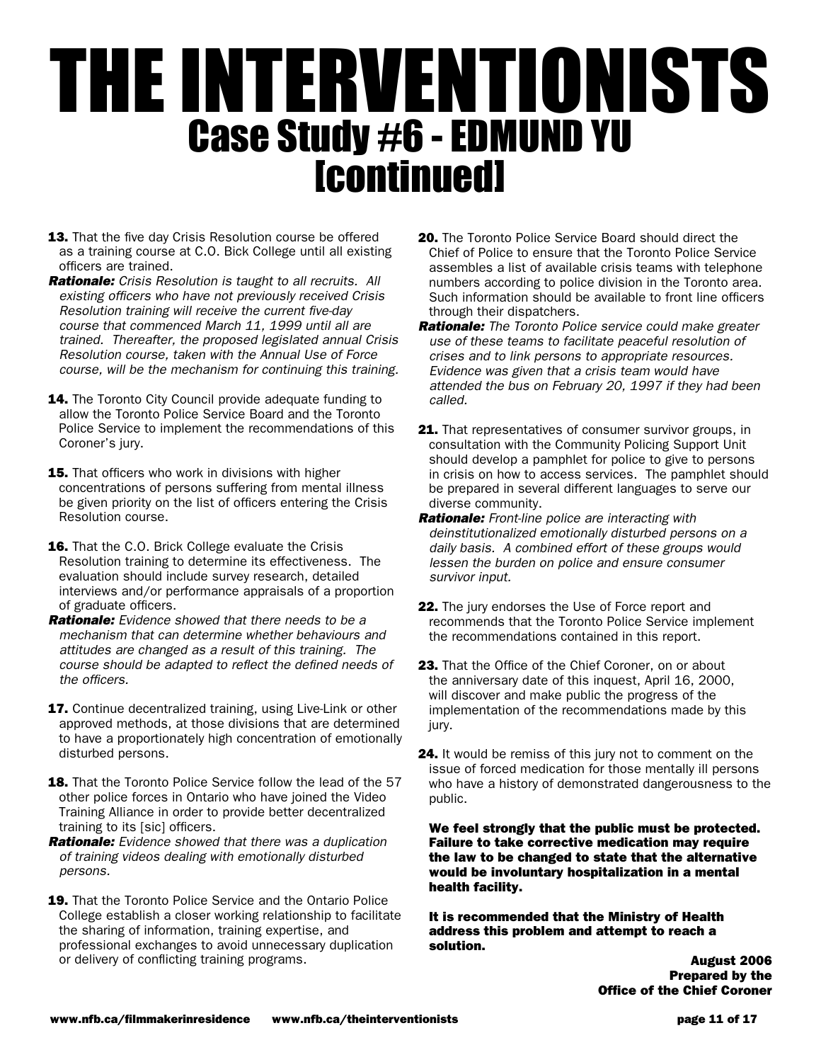# THE INTERVENTIONISTS

## Case Study #6 - EDMUND YU [continued]

**13.** That the five day Crisis Resolution course be offered as a training course at C.O. Bick College until all existing officers are trained.

***Rationale:*** *Crisis Resolution is taught to all recruits. All existing officers who have not previously received Crisis Resolution training will receive the current five-day course that commenced March 11, 1999 until all are trained. Thereafter, the proposed legislated annual Crisis Resolution course, taken with the Annual Use of Force course, will be the mechanism for continuing this training.*

**14.** The Toronto City Council provide adequate funding to allow the Toronto Police Service Board and the Toronto Police Service to implement the recommendations of this Coroner's jury.

**15.** That officers who work in divisions with higher concentrations of persons suffering from mental illness be given priority on the list of officers entering the Crisis Resolution course.

**16.** That the C.O. Brick College evaluate the Crisis Resolution training to determine its effectiveness. The evaluation should include survey research, detailed interviews and/or performance appraisals of a proportion of graduate officers.

***Rationale:*** *Evidence showed that there needs to be a mechanism that can determine whether behaviours and attitudes are changed as a result of this training. The course should be adapted to reflect the defined needs of the officers.*

**17.** Continue decentralized training, using Live-Link or other approved methods, at those divisions that are determined to have a proportionately high concentration of emotionally disturbed persons.

**18.** That the Toronto Police Service follow the lead of the 57 other police forces in Ontario who have joined the Video Training Alliance in order to provide better decentralized training to its [sic] officers.

***Rationale:*** *Evidence showed that there was a duplication of training videos dealing with emotionally disturbed persons.*

**19.** That the Toronto Police Service and the Ontario Police College establish a closer working relationship to facilitate the sharing of information, training expertise, and professional exchanges to avoid unnecessary duplication or delivery of conflicting training programs.

**20.** The Toronto Police Service Board should direct the Chief of Police to ensure that the Toronto Police Service assembles a list of available crisis teams with telephone numbers according to police division in the Toronto area. Such information should be available to front line officers through their dispatchers.

***Rationale:*** *The Toronto Police service could make greater use of these teams to facilitate peaceful resolution of crises and to link persons to appropriate resources. Evidence was given that a crisis team would have attended the bus on February 20, 1997 if they had been called.*

**21.** That representatives of consumer survivor groups, in consultation with the Community Policing Support Unit should develop a pamphlet for police to give to persons in crisis on how to access services. The pamphlet should be prepared in several different languages to serve our diverse community.

***Rationale:*** *Front-line police are interacting with deinstitutionalized emotionally disturbed persons on a daily basis. A combined effort of these groups would lessen the burden on police and ensure consumer survivor input.*

**22.** The jury endorses the Use of Force report and recommends that the Toronto Police Service implement the recommendations contained in this report.

**23.** That the Office of the Chief Coroner, on or about the anniversary date of this inquest, April 16, 2000, will discover and make public the progress of the implementation of the recommendations made by this jury.

**24.** It would be remiss of this jury not to comment on the issue of forced medication for those mentally ill persons who have a history of demonstrated dangerousness to the public.

**We feel strongly that the public must be protected. Failure to take corrective medication may require the law to be changed to state that the alternative would be involuntary hospitalization in a mental health facility.**

**It is recommended that the Ministry of Health address this problem and attempt to reach a solution.**

**August 2006**
**Prepared by the**
**Office of the Chief Coroner**

www.nfb.ca/filmmakerinresidence www.nfb.ca/theinterventionists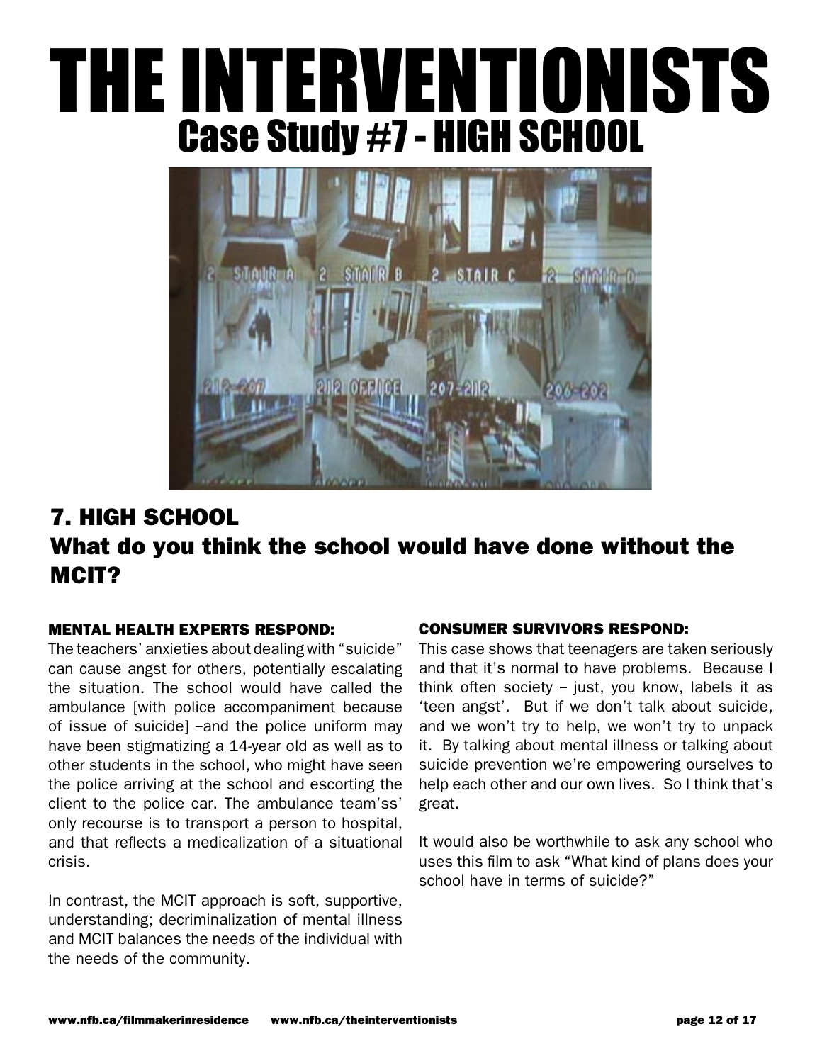# THE INTERVENTIONISTS

## Case Study #7 - HIGH SCHOOL

## 7. HIGH SCHOOL

## What do you think the school would have done without the MCIT?

### MENTAL HEALTH EXPERTS RESPOND:

The teachers' anxieties about dealing with "suicide" can cause angst for others, potentially escalating the situation. The school would have called the ambulance [with police accompaniment because of issue of suicide] –and the police uniform may have been stigmatizing a 14-year old as well as to other students in the school, who might have seen the police arriving at the school and escorting the client to the police car. The ambulance team'sss' only recourse is to transport a person to hospital, and that reflects a medicalization of a situational crisis.

In contrast, the MCIT approach is soft, supportive, understanding; decriminalization of mental illness and MCIT balances the needs of the individual with the needs of the community.

### CONSUMER SURVIVORS RESPOND:

This case shows that teenagers are taken seriously and that it's normal to have problems. Because I think often society – just, you know, labels it as 'teen angst'. But if we don't talk about suicide, and we won't try to help, we won't try to unpack it. By talking about mental illness or talking about suicide prevention we're empowering ourselves to help each other and our own lives. So I think that's great.

It would also be worthwhile to ask any school who uses this film to ask "What kind of plans does your school have in terms of suicide?"

www.nfb.ca/filmmakerinresidence www.nfb.ca/theinterventionists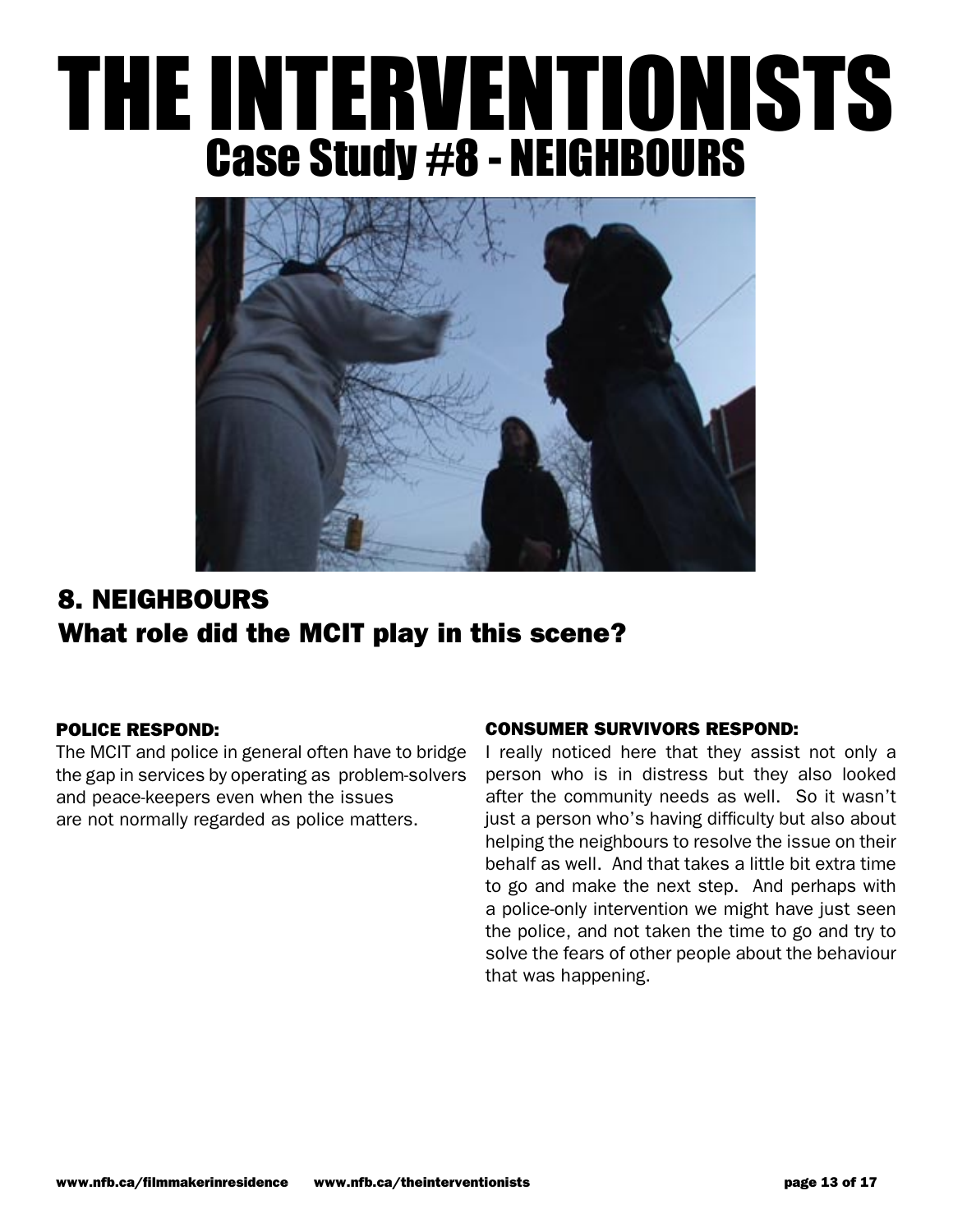# THE INTERVENTIONISTS

## Case Study #8 - NEIGHBOURS

## 8. NEIGHBOURS

## What role did the MCIT play in this scene?

**POLICE RESPOND:**

The MCIT and police in general often have to bridge the gap in services by operating as problem-solvers and peace-keepers even when the issues are not normally regarded as police matters.

**CONSUMER SURVIVORS RESPOND:**

I really noticed here that they assist not only a person who is in distress but they also looked after the community needs as well. So it wasn't just a person who's having difficulty but also about helping the neighbours to resolve the issue on their behalf as well. And that takes a little bit extra time to go and make the next step. And perhaps with a police-only intervention we might have just seen the police, and not taken the time to go and try to solve the fears of other people about the behaviour that was happening.

www.nfb.ca/filmmakerinresidence www.nfb.ca/theinterventionists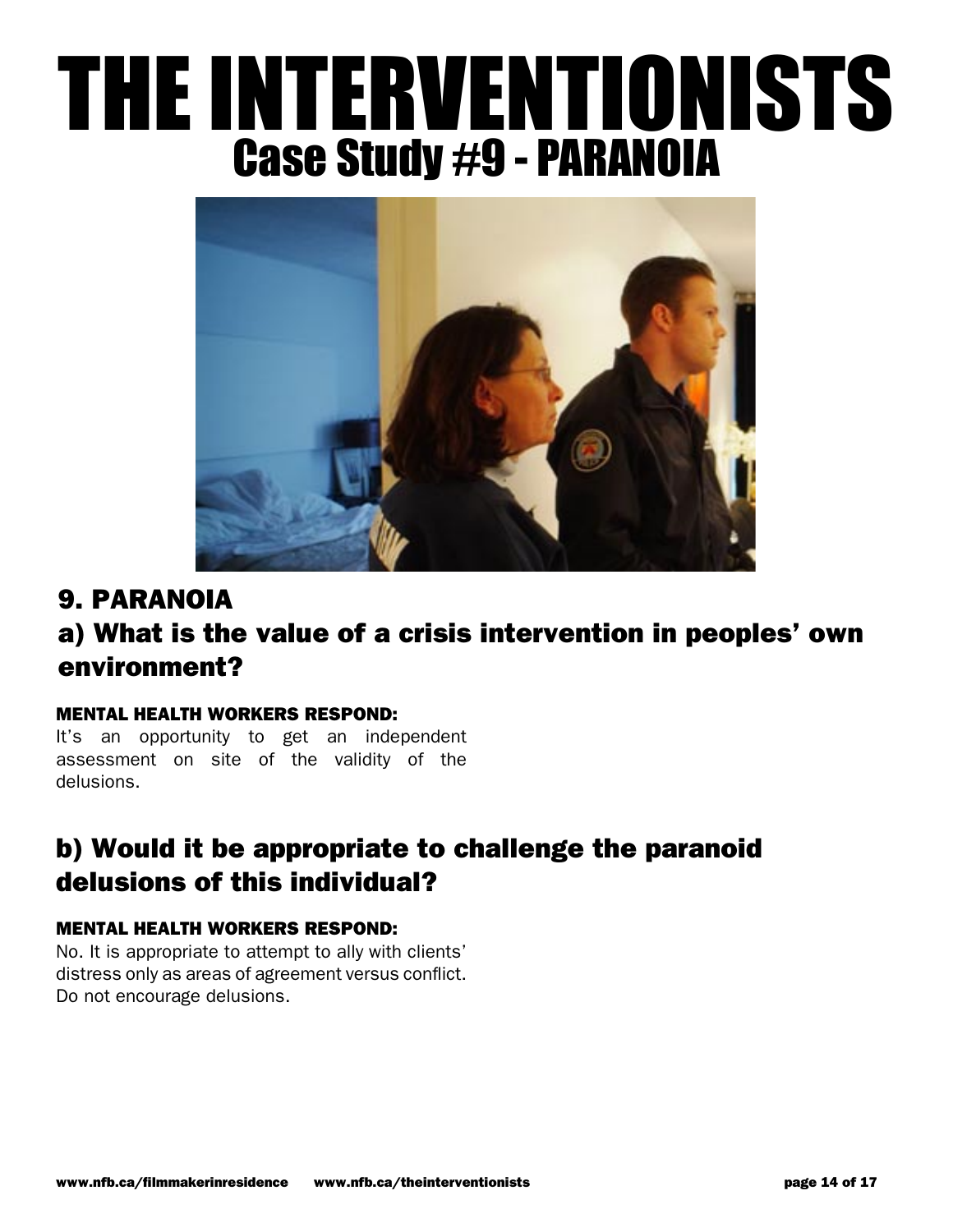# THE INTERVENTIONISTS
## Case Study #9 - PARANOIA

## 9. PARANOIA

### a) What is the value of a crisis intervention in peoples' own environment?

**MENTAL HEALTH WORKERS RESPOND:**

It's an opportunity to get an independent assessment on site of the validity of the delusions.

### b) Would it be appropriate to challenge the paranoid delusions of this individual?

**MENTAL HEALTH WORKERS RESPOND:**

No. It is appropriate to attempt to ally with clients' distress only as areas of agreement versus conflict. Do not encourage delusions.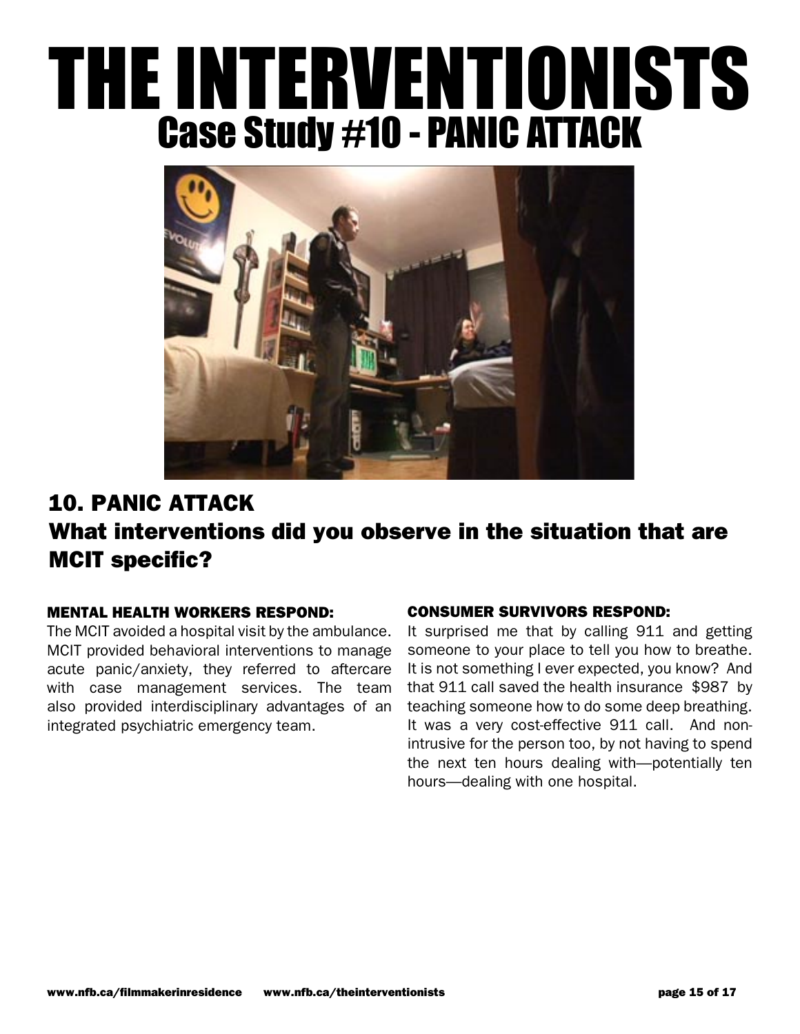# THE INTERVENTIONISTS

## Case Study #10 - PANIC ATTACK

## 10. PANIC ATTACK

## What interventions did you observe in the situation that are MCIT specific?

### MENTAL HEALTH WORKERS RESPOND:

The MCIT avoided a hospital visit by the ambulance. MCIT provided behavioral interventions to manage acute panic/anxiety, they referred to aftercare with case management services. The team also provided interdisciplinary advantages of an integrated psychiatric emergency team.

### CONSUMER SURVIVORS RESPOND:

It surprised me that by calling 911 and getting someone to your place to tell you how to breathe. It is not something I ever expected, you know? And that 911 call saved the health insurance $987 by teaching someone how to do some deep breathing. It was a very cost-effective 911 call. And non-intrusive for the person too, by not having to spend the next ten hours dealing with—potentially ten hours—dealing with one hospital.

www.nfb.ca/filmmakerinresidence www.nfb.ca/theinterventionists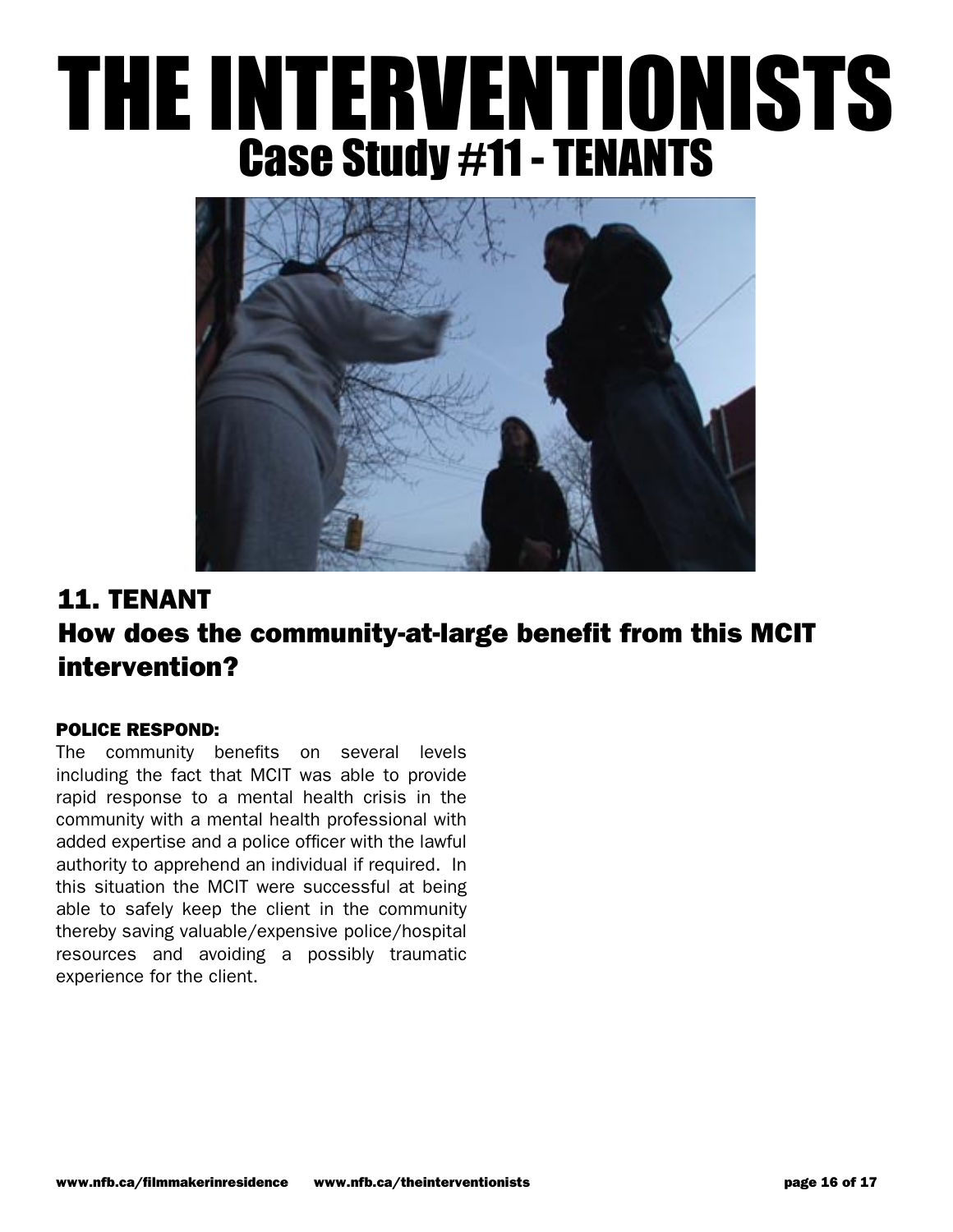# THE INTERVENTIONISTS

## Case Study #11 - TENANTS

## 11. TENANT

## How does the community-at-large benefit from this MCIT intervention?

**POLICE RESPOND:**

The community benefits on several levels including the fact that MCIT was able to provide rapid response to a mental health crisis in the community with a mental health professional with added expertise and a police officer with the lawful authority to apprehend an individual if required. In this situation the MCIT were successful at being able to safely keep the client in the community thereby saving valuable/expensive police/hospital resources and avoiding a possibly traumatic experience for the client.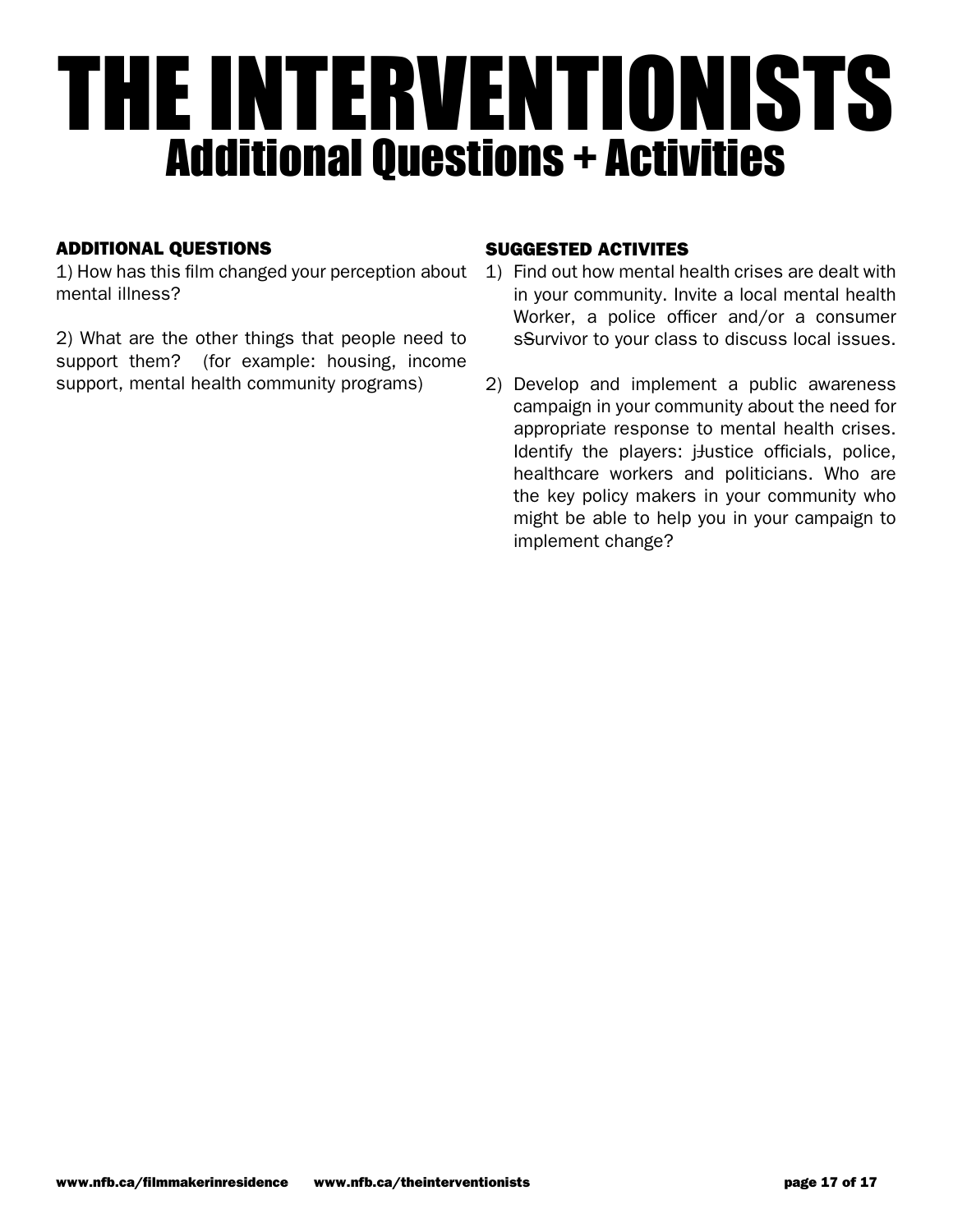# THE INTERVENTIONISTS
## Additional Questions + Activities

### ADDITIONAL QUESTIONS

1) How has this film changed your perception about mental illness?

2) What are the other things that people need to support them? (for example: housing, income support, mental health community programs)

### SUGGESTED ACTIVITES

1) Find out how mental health crises are dealt with in your community. Invite a local mental health Worker, a police officer and/or a consumer sSurvivor to your class to discuss local issues.

2) Develop and implement a public awareness campaign in your community about the need for appropriate response to mental health crises. Identify the players: jJustice officials, police, healthcare workers and politicians. Who are the key policy makers in your community who might be able to help you in your campaign to implement change?

www.nfb.ca/filmmakerinresidence www.nfb.ca/theinterventionists